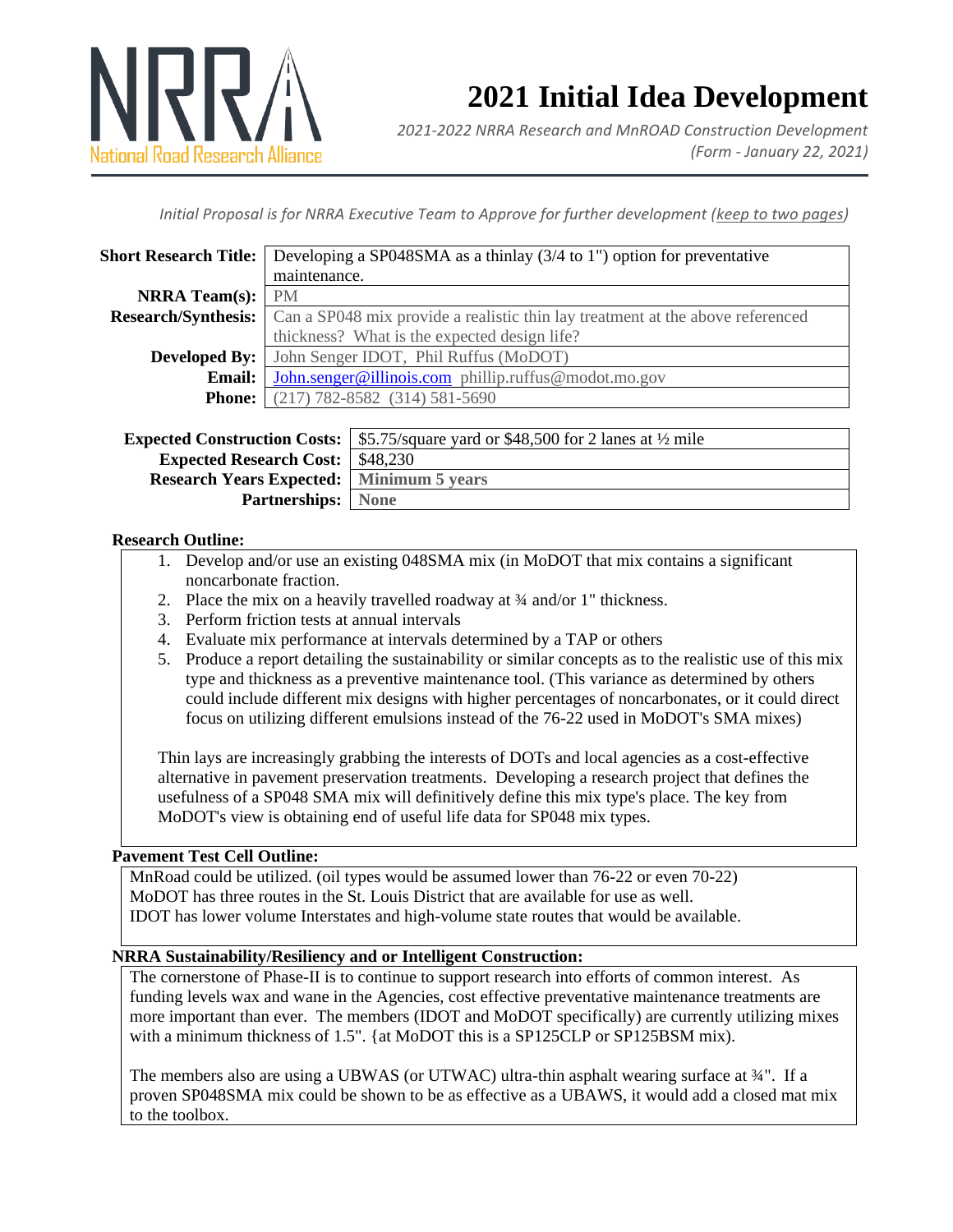NRRA

National Road Research Alliance

# 2021 Initial Idea Development

*2021-2022 NRRA Research and MnROAD Construction Development*
*(Form - January 22, 2021)*

*Initial Proposal is for NRRA Executive Team to Approve for further development (keep to two pages)*

| | |
|---|---|
| **Short Research Title:** | Developing a SP048SMA as a thinlay (3/4 to 1") option for preventative maintenance. |
| **NRRA Team(s):** | PM |
| **Research/Synthesis:** | Can a SP048 mix provide a realistic thin lay treatment at the above referenced thickness? What is the expected design life? |
| **Developed By:** | John Senger IDOT, Phil Ruffus (MoDOT) |
| **Email:** | John.senger@illinois.com phillip.ruffus@modot.mo.gov |
| **Phone:** | (217) 782-8582 (314) 581-5690 |

| | |
|---|---|
| **Expected Construction Costs:** | $5.75/square yard or $48,500 for 2 lanes at ½ mile |
| **Expected Research Cost:** | $48,230 |
| **Research Years Expected:** | **Minimum 5 years** |
| **Partnerships:** | **None** |

**Research Outline:**

1. Develop and/or use an existing 048SMA mix (in MoDOT that mix contains a significant noncarbonate fraction.
2. Place the mix on a heavily travelled roadway at ¾ and/or 1" thickness.
3. Perform friction tests at annual intervals
4. Evaluate mix performance at intervals determined by a TAP or others
5. Produce a report detailing the sustainability or similar concepts as to the realistic use of this mix type and thickness as a preventive maintenance tool. (This variance as determined by others could include different mix designs with higher percentages of noncarbonates, or it could direct focus on utilizing different emulsions instead of the 76-22 used in MoDOT's SMA mixes)

Thin lays are increasingly grabbing the interests of DOTs and local agencies as a cost-effective alternative in pavement preservation treatments. Developing a research project that defines the usefulness of a SP048 SMA mix will definitively define this mix type's place. The key from MoDOT's view is obtaining end of useful life data for SP048 mix types.

**Pavement Test Cell Outline:**

MnRoad could be utilized. (oil types would be assumed lower than 76-22 or even 70-22)
MoDOT has three routes in the St. Louis District that are available for use as well.
IDOT has lower volume Interstates and high-volume state routes that would be available.

**NRRA Sustainability/Resiliency and or Intelligent Construction:**

The cornerstone of Phase-II is to continue to support research into efforts of common interest. As funding levels wax and wane in the Agencies, cost effective preventative maintenance treatments are more important than ever. The members (IDOT and MoDOT specifically) are currently utilizing mixes with a minimum thickness of 1.5". {at MoDOT this is a SP125CLP or SP125BSM mix).

The members also are using a UBWAS (or UTWAC) ultra-thin asphalt wearing surface at ¾". If a proven SP048SMA mix could be shown to be as effective as a UBAWS, it would add a closed mat mix to the toolbox.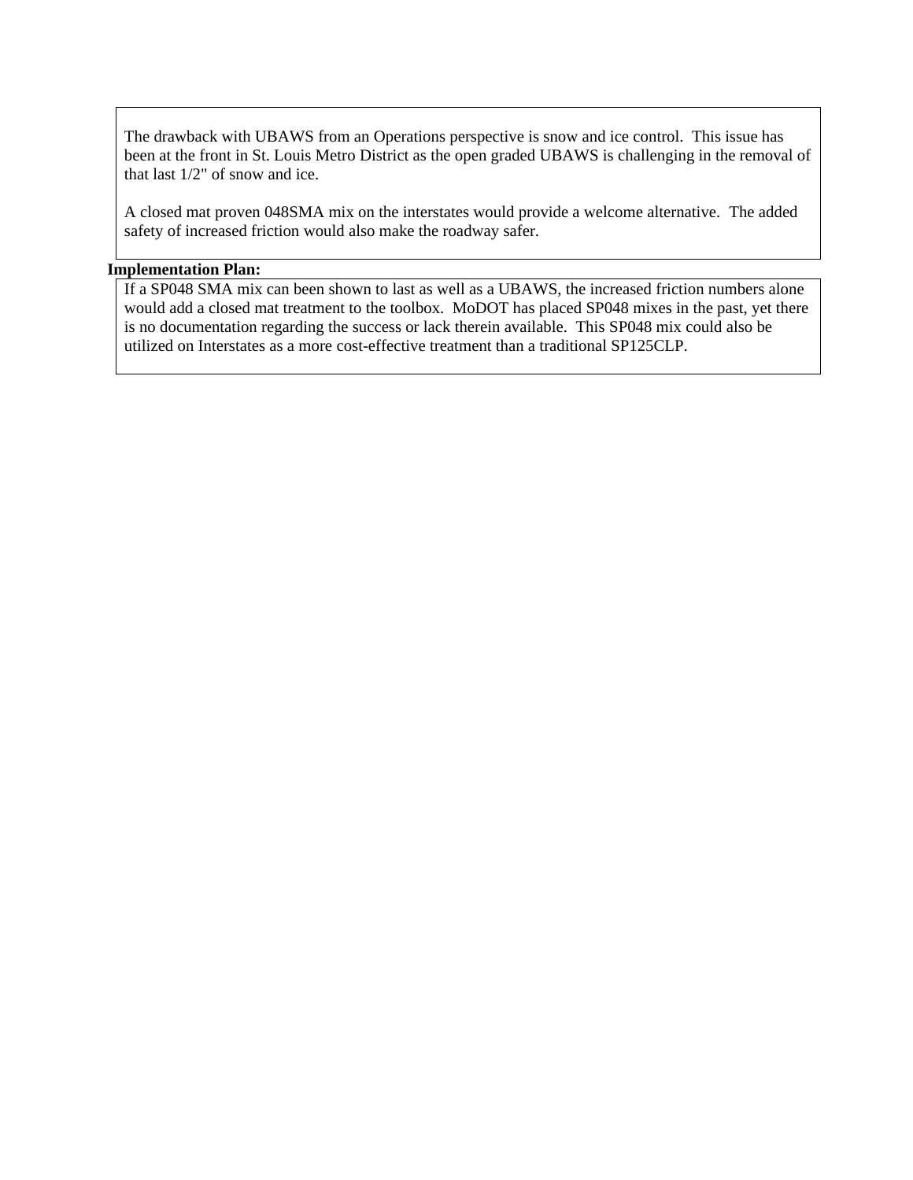The drawback with UBAWS from an Operations perspective is snow and ice control. This issue has been at the front in St. Louis Metro District as the open graded UBAWS is challenging in the removal of that last 1/2" of snow and ice.

A closed mat proven 048SMA mix on the interstates would provide a welcome alternative. The added safety of increased friction would also make the roadway safer.

**Implementation Plan:**

If a SP048 SMA mix can been shown to last as well as a UBAWS, the increased friction numbers alone would add a closed mat treatment to the toolbox. MoDOT has placed SP048 mixes in the past, yet there is no documentation regarding the success or lack therein available. This SP048 mix could also be utilized on Interstates as a more cost-effective treatment than a traditional SP125CLP.